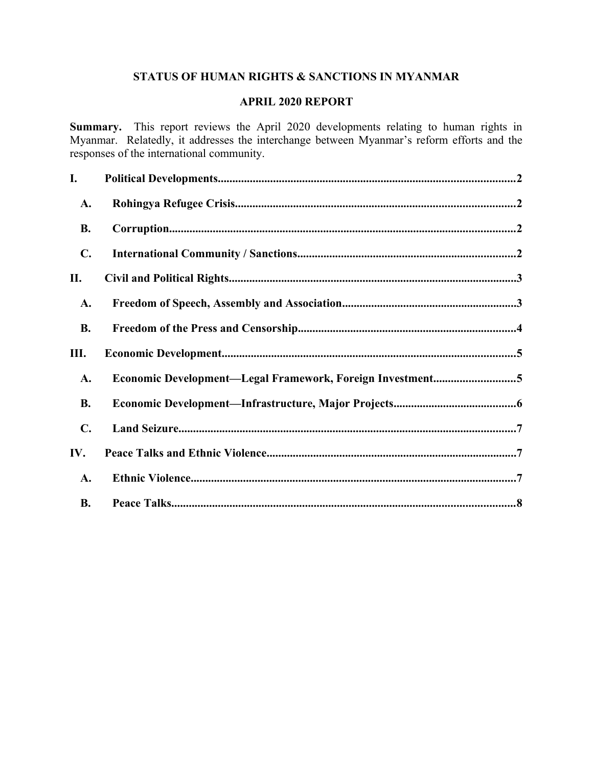# STATUS OF HUMAN RIGHTS & SANCTIONS IN MYANMAR

## APRIL 2020 REPORT

**Summary.** This report reviews the April 2020 developments relating to human rights in Myanmar. Relatedly, it addresses the interchange between Myanmar's reform efforts and the responses of the international community.

- **I. Political Developments** .......... 2
  - **A. Rohingya Refugee Crisis** .......... 2
  - **B. Corruption** .......... 2
  - **C. International Community / Sanctions** .......... 2
- **II. Civil and Political Rights** .......... 3
  - **A. Freedom of Speech, Assembly and Association** .......... 3
  - **B. Freedom of the Press and Censorship** .......... 4
- **III. Economic Development** .......... 5
  - **A. Economic Development—Legal Framework, Foreign Investment** .......... 5
  - **B. Economic Development—Infrastructure, Major Projects** .......... 6
  - **C. Land Seizure** .......... 7
- **IV. Peace Talks and Ethnic Violence** .......... 7
  - **A. Ethnic Violence** .......... 7
  - **B. Peace Talks** .......... 8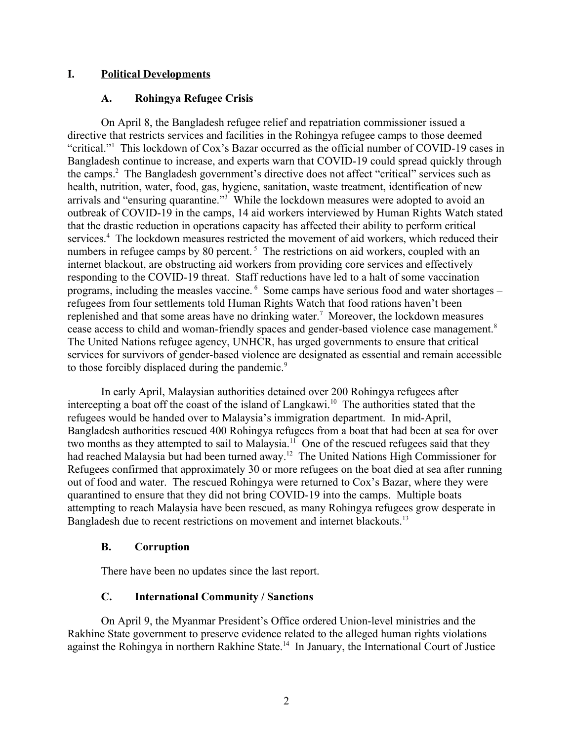## I. Political Developments

### A. Rohingya Refugee Crisis

On April 8, the Bangladesh refugee relief and repatriation commissioner issued a directive that restricts services and facilities in the Rohingya refugee camps to those deemed "critical."[1] This lockdown of Cox's Bazar occurred as the official number of COVID-19 cases in Bangladesh continue to increase, and experts warn that COVID-19 could spread quickly through the camps.[2] The Bangladesh government's directive does not affect "critical" services such as health, nutrition, water, food, gas, hygiene, sanitation, waste treatment, identification of new arrivals and "ensuring quarantine."[3] While the lockdown measures were adopted to avoid an outbreak of COVID-19 in the camps, 14 aid workers interviewed by Human Rights Watch stated that the drastic reduction in operations capacity has affected their ability to perform critical services.[4] The lockdown measures restricted the movement of aid workers, which reduced their numbers in refugee camps by 80 percent.[5] The restrictions on aid workers, coupled with an internet blackout, are obstructing aid workers from providing core services and effectively responding to the COVID-19 threat. Staff reductions have led to a halt of some vaccination programs, including the measles vaccine.[6] Some camps have serious food and water shortages – refugees from four settlements told Human Rights Watch that food rations haven't been replenished and that some areas have no drinking water.[7] Moreover, the lockdown measures cease access to child and woman-friendly spaces and gender-based violence case management.[8] The United Nations refugee agency, UNHCR, has urged governments to ensure that critical services for survivors of gender-based violence are designated as essential and remain accessible to those forcibly displaced during the pandemic.[9]

In early April, Malaysian authorities detained over 200 Rohingya refugees after intercepting a boat off the coast of the island of Langkawi.[10] The authorities stated that the refugees would be handed over to Malaysia's immigration department. In mid-April, Bangladesh authorities rescued 400 Rohingya refugees from a boat that had been at sea for over two months as they attempted to sail to Malaysia.[11] One of the rescued refugees said that they had reached Malaysia but had been turned away.[12] The United Nations High Commissioner for Refugees confirmed that approximately 30 or more refugees on the boat died at sea after running out of food and water. The rescued Rohingya were returned to Cox's Bazar, where they were quarantined to ensure that they did not bring COVID-19 into the camps. Multiple boats attempting to reach Malaysia have been rescued, as many Rohingya refugees grow desperate in Bangladesh due to recent restrictions on movement and internet blackouts.[13]

### B. Corruption

There have been no updates since the last report.

### C. International Community / Sanctions

On April 9, the Myanmar President's Office ordered Union-level ministries and the Rakhine State government to preserve evidence related to the alleged human rights violations against the Rohingya in northern Rakhine State.[14] In January, the International Court of Justice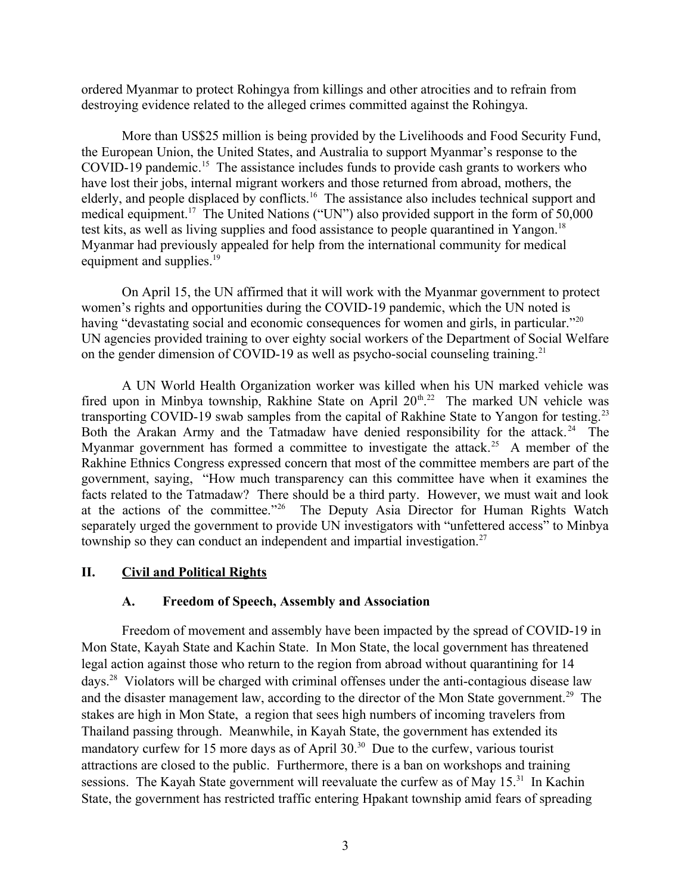ordered Myanmar to protect Rohingya from killings and other atrocities and to refrain from destroying evidence related to the alleged crimes committed against the Rohingya.

More than US$25 million is being provided by the Livelihoods and Food Security Fund, the European Union, the United States, and Australia to support Myanmar's response to the COVID-19 pandemic.[15] The assistance includes funds to provide cash grants to workers who have lost their jobs, internal migrant workers and those returned from abroad, mothers, the elderly, and people displaced by conflicts.[16] The assistance also includes technical support and medical equipment.[17] The United Nations ("UN") also provided support in the form of 50,000 test kits, as well as living supplies and food assistance to people quarantined in Yangon.[18] Myanmar had previously appealed for help from the international community for medical equipment and supplies.[19]

On April 15, the UN affirmed that it will work with the Myanmar government to protect women's rights and opportunities during the COVID-19 pandemic, which the UN noted is having "devastating social and economic consequences for women and girls, in particular."[20] UN agencies provided training to over eighty social workers of the Department of Social Welfare on the gender dimension of COVID-19 as well as psycho-social counseling training.[21]

A UN World Health Organization worker was killed when his UN marked vehicle was fired upon in Minbya township, Rakhine State on April 20th.[22] The marked UN vehicle was transporting COVID-19 swab samples from the capital of Rakhine State to Yangon for testing.[23] Both the Arakan Army and the Tatmadaw have denied responsibility for the attack.[24] The Myanmar government has formed a committee to investigate the attack.[25] A member of the Rakhine Ethnics Congress expressed concern that most of the committee members are part of the government, saying, "How much transparency can this committee have when it examines the facts related to the Tatmadaw? There should be a third party. However, we must wait and look at the actions of the committee."[26] The Deputy Asia Director for Human Rights Watch separately urged the government to provide UN investigators with "unfettered access" to Minbya township so they can conduct an independent and impartial investigation.[27]

## II. Civil and Political Rights

### A. Freedom of Speech, Assembly and Association

Freedom of movement and assembly have been impacted by the spread of COVID-19 in Mon State, Kayah State and Kachin State. In Mon State, the local government has threatened legal action against those who return to the region from abroad without quarantining for 14 days.[28] Violators will be charged with criminal offenses under the anti-contagious disease law and the disaster management law, according to the director of the Mon State government.[29] The stakes are high in Mon State, a region that sees high numbers of incoming travelers from Thailand passing through. Meanwhile, in Kayah State, the government has extended its mandatory curfew for 15 more days as of April 30.[30] Due to the curfew, various tourist attractions are closed to the public. Furthermore, there is a ban on workshops and training sessions. The Kayah State government will reevaluate the curfew as of May 15.[31] In Kachin State, the government has restricted traffic entering Hpakant township amid fears of spreading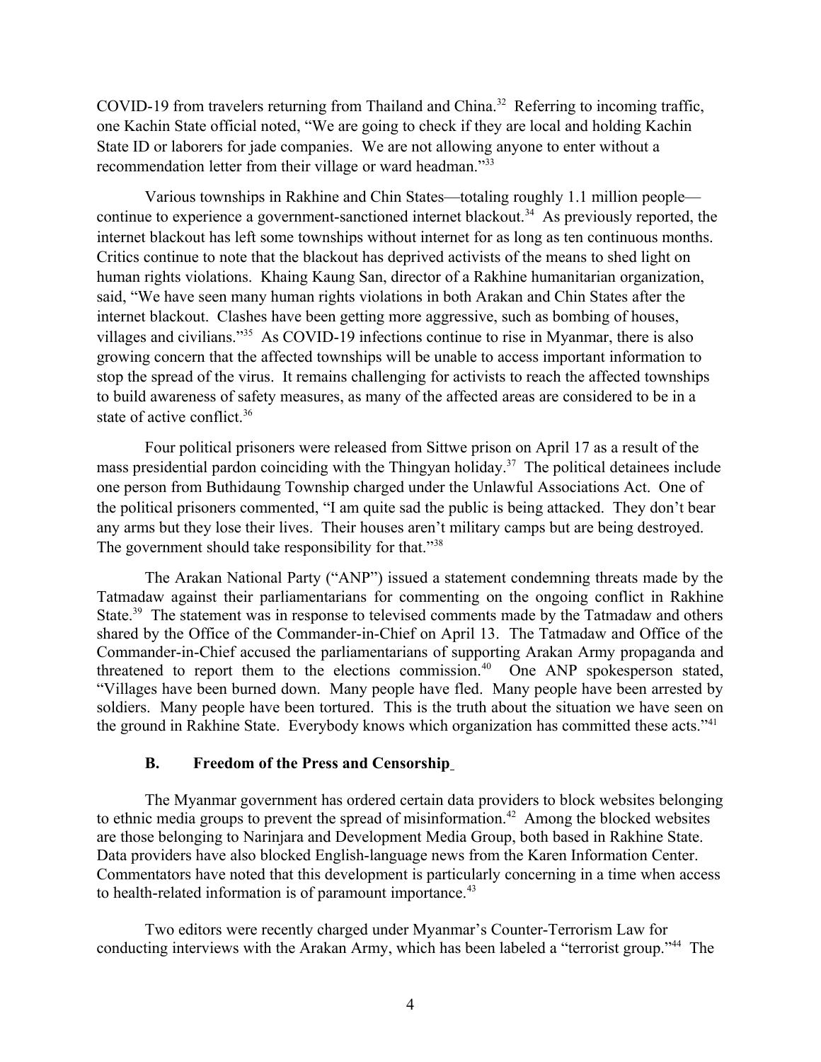COVID-19 from travelers returning from Thailand and China.[32] Referring to incoming traffic, one Kachin State official noted, "We are going to check if they are local and holding Kachin State ID or laborers for jade companies. We are not allowing anyone to enter without a recommendation letter from their village or ward headman."[33]

Various townships in Rakhine and Chin States—totaling roughly 1.1 million people—continue to experience a government-sanctioned internet blackout.[34] As previously reported, the internet blackout has left some townships without internet for as long as ten continuous months. Critics continue to note that the blackout has deprived activists of the means to shed light on human rights violations. Khaing Kaung San, director of a Rakhine humanitarian organization, said, "We have seen many human rights violations in both Arakan and Chin States after the internet blackout. Clashes have been getting more aggressive, such as bombing of houses, villages and civilians."[35] As COVID-19 infections continue to rise in Myanmar, there is also growing concern that the affected townships will be unable to access important information to stop the spread of the virus. It remains challenging for activists to reach the affected townships to build awareness of safety measures, as many of the affected areas are considered to be in a state of active conflict.[36]

Four political prisoners were released from Sittwe prison on April 17 as a result of the mass presidential pardon coinciding with the Thingyan holiday.[37] The political detainees include one person from Buthidaung Township charged under the Unlawful Associations Act. One of the political prisoners commented, "I am quite sad the public is being attacked. They don't bear any arms but they lose their lives. Their houses aren't military camps but are being destroyed. The government should take responsibility for that."[38]

The Arakan National Party ("ANP") issued a statement condemning threats made by the Tatmadaw against their parliamentarians for commenting on the ongoing conflict in Rakhine State.[39] The statement was in response to televised comments made by the Tatmadaw and others shared by the Office of the Commander-in-Chief on April 13. The Tatmadaw and Office of the Commander-in-Chief accused the parliamentarians of supporting Arakan Army propaganda and threatened to report them to the elections commission.[40] One ANP spokesperson stated, "Villages have been burned down. Many people have fled. Many people have been arrested by soldiers. Many people have been tortured. This is the truth about the situation we have seen on the ground in Rakhine State. Everybody knows which organization has committed these acts."[41]

### B. Freedom of the Press and Censorship

The Myanmar government has ordered certain data providers to block websites belonging to ethnic media groups to prevent the spread of misinformation.[42] Among the blocked websites are those belonging to Narinjara and Development Media Group, both based in Rakhine State. Data providers have also blocked English-language news from the Karen Information Center. Commentators have noted that this development is particularly concerning in a time when access to health-related information is of paramount importance.[43]

Two editors were recently charged under Myanmar's Counter-Terrorism Law for conducting interviews with the Arakan Army, which has been labeled a "terrorist group."[44] The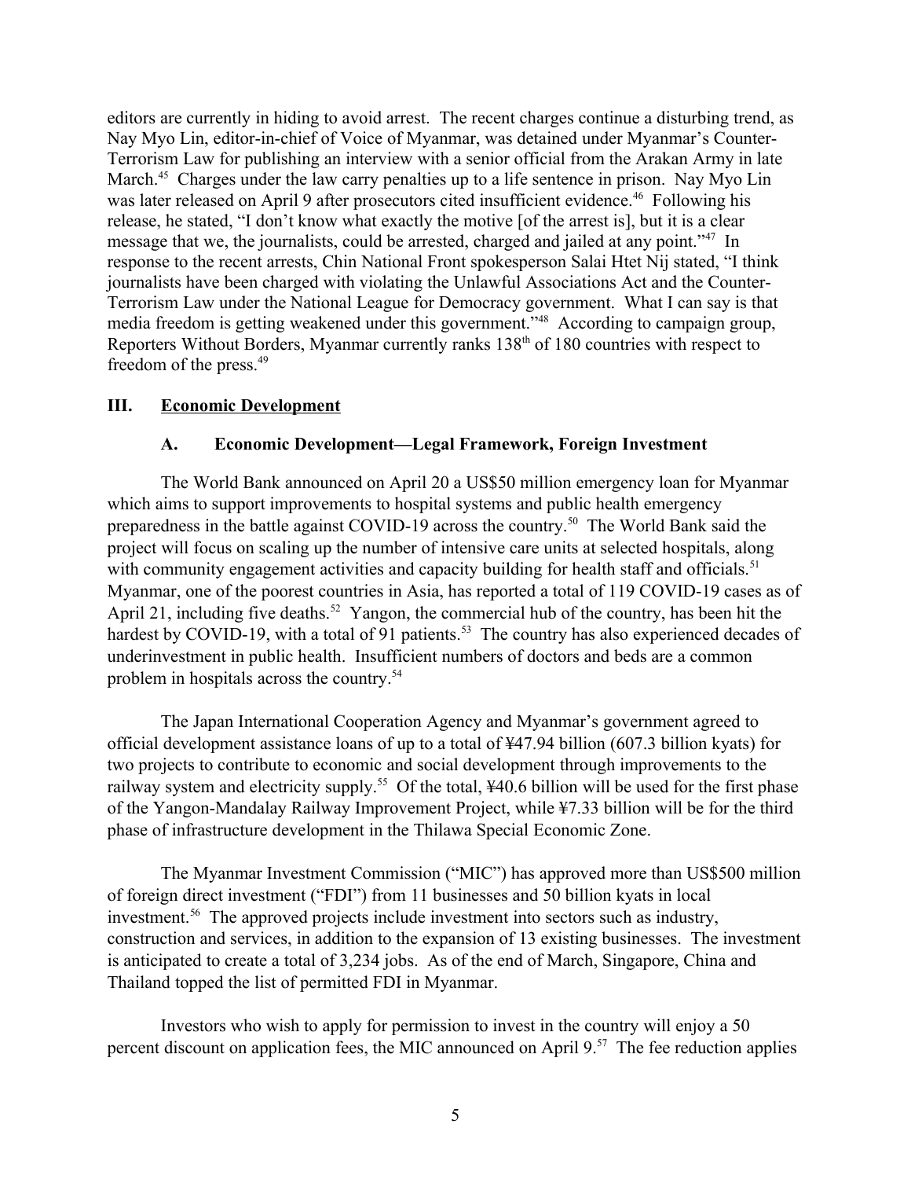editors are currently in hiding to avoid arrest. The recent charges continue a disturbing trend, as Nay Myo Lin, editor-in-chief of Voice of Myanmar, was detained under Myanmar's Counter-Terrorism Law for publishing an interview with a senior official from the Arakan Army in late March.[45] Charges under the law carry penalties up to a life sentence in prison. Nay Myo Lin was later released on April 9 after prosecutors cited insufficient evidence.[46] Following his release, he stated, "I don't know what exactly the motive [of the arrest is], but it is a clear message that we, the journalists, could be arrested, charged and jailed at any point."[47] In response to the recent arrests, Chin National Front spokesperson Salai Htet Nij stated, "I think journalists have been charged with violating the Unlawful Associations Act and the Counter-Terrorism Law under the National League for Democracy government. What I can say is that media freedom is getting weakened under this government."[48] According to campaign group, Reporters Without Borders, Myanmar currently ranks 138th of 180 countries with respect to freedom of the press.[49]

## III. <u>Economic Development</u>

### A. Economic Development—Legal Framework, Foreign Investment

The World Bank announced on April 20 a US$50 million emergency loan for Myanmar which aims to support improvements to hospital systems and public health emergency preparedness in the battle against COVID-19 across the country.[50] The World Bank said the project will focus on scaling up the number of intensive care units at selected hospitals, along with community engagement activities and capacity building for health staff and officials.[51] Myanmar, one of the poorest countries in Asia, has reported a total of 119 COVID-19 cases as of April 21, including five deaths.[52] Yangon, the commercial hub of the country, has been hit the hardest by COVID-19, with a total of 91 patients.[53] The country has also experienced decades of underinvestment in public health. Insufficient numbers of doctors and beds are a common problem in hospitals across the country.[54]

The Japan International Cooperation Agency and Myanmar's government agreed to official development assistance loans of up to a total of ¥47.94 billion (607.3 billion kyats) for two projects to contribute to economic and social development through improvements to the railway system and electricity supply.[55] Of the total, ¥40.6 billion will be used for the first phase of the Yangon-Mandalay Railway Improvement Project, while ¥7.33 billion will be for the third phase of infrastructure development in the Thilawa Special Economic Zone.

The Myanmar Investment Commission ("MIC") has approved more than US$500 million of foreign direct investment ("FDI") from 11 businesses and 50 billion kyats in local investment.[56] The approved projects include investment into sectors such as industry, construction and services, in addition to the expansion of 13 existing businesses. The investment is anticipated to create a total of 3,234 jobs. As of the end of March, Singapore, China and Thailand topped the list of permitted FDI in Myanmar.

Investors who wish to apply for permission to invest in the country will enjoy a 50 percent discount on application fees, the MIC announced on April 9.[57] The fee reduction applies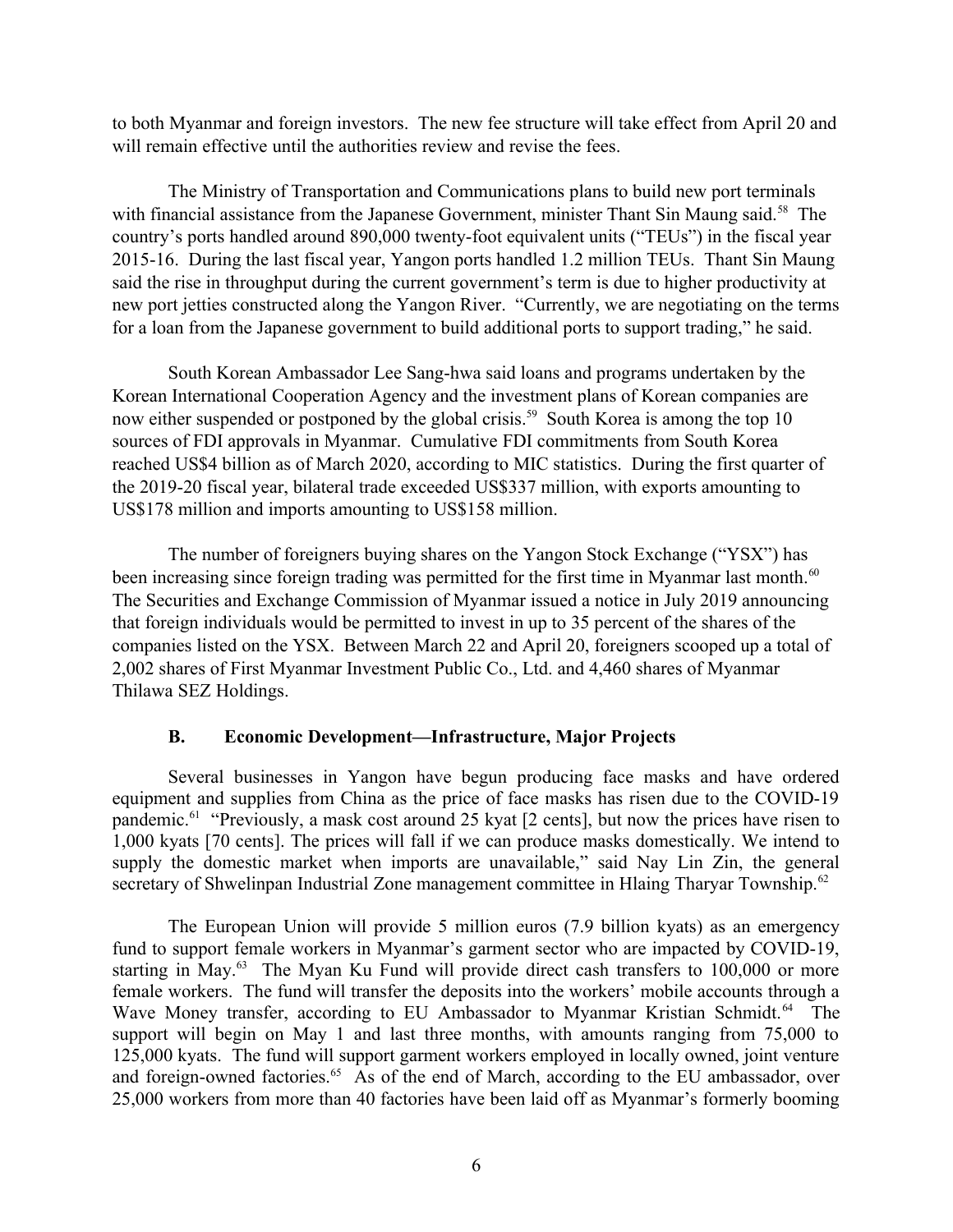to both Myanmar and foreign investors. The new fee structure will take effect from April 20 and will remain effective until the authorities review and revise the fees.

The Ministry of Transportation and Communications plans to build new port terminals with financial assistance from the Japanese Government, minister Thant Sin Maung said.[58] The country's ports handled around 890,000 twenty-foot equivalent units ("TEUs") in the fiscal year 2015-16. During the last fiscal year, Yangon ports handled 1.2 million TEUs. Thant Sin Maung said the rise in throughput during the current government's term is due to higher productivity at new port jetties constructed along the Yangon River. "Currently, we are negotiating on the terms for a loan from the Japanese government to build additional ports to support trading," he said.

South Korean Ambassador Lee Sang-hwa said loans and programs undertaken by the Korean International Cooperation Agency and the investment plans of Korean companies are now either suspended or postponed by the global crisis.[59] South Korea is among the top 10 sources of FDI approvals in Myanmar. Cumulative FDI commitments from South Korea reached US$4 billion as of March 2020, according to MIC statistics. During the first quarter of the 2019-20 fiscal year, bilateral trade exceeded US$337 million, with exports amounting to US$178 million and imports amounting to US$158 million.

The number of foreigners buying shares on the Yangon Stock Exchange ("YSX") has been increasing since foreign trading was permitted for the first time in Myanmar last month.[60] The Securities and Exchange Commission of Myanmar issued a notice in July 2019 announcing that foreign individuals would be permitted to invest in up to 35 percent of the shares of the companies listed on the YSX. Between March 22 and April 20, foreigners scooped up a total of 2,002 shares of First Myanmar Investment Public Co., Ltd. and 4,460 shares of Myanmar Thilawa SEZ Holdings.

### B. Economic Development—Infrastructure, Major Projects

Several businesses in Yangon have begun producing face masks and have ordered equipment and supplies from China as the price of face masks has risen due to the COVID-19 pandemic.[61] "Previously, a mask cost around 25 kyat [2 cents], but now the prices have risen to 1,000 kyats [70 cents]. The prices will fall if we can produce masks domestically. We intend to supply the domestic market when imports are unavailable," said Nay Lin Zin, the general secretary of Shwelinpan Industrial Zone management committee in Hlaing Tharyar Township.[62]

The European Union will provide 5 million euros (7.9 billion kyats) as an emergency fund to support female workers in Myanmar's garment sector who are impacted by COVID-19, starting in May.[63] The Myan Ku Fund will provide direct cash transfers to 100,000 or more female workers. The fund will transfer the deposits into the workers' mobile accounts through a Wave Money transfer, according to EU Ambassador to Myanmar Kristian Schmidt.[64] The support will begin on May 1 and last three months, with amounts ranging from 75,000 to 125,000 kyats. The fund will support garment workers employed in locally owned, joint venture and foreign-owned factories.[65] As of the end of March, according to the EU ambassador, over 25,000 workers from more than 40 factories have been laid off as Myanmar's formerly booming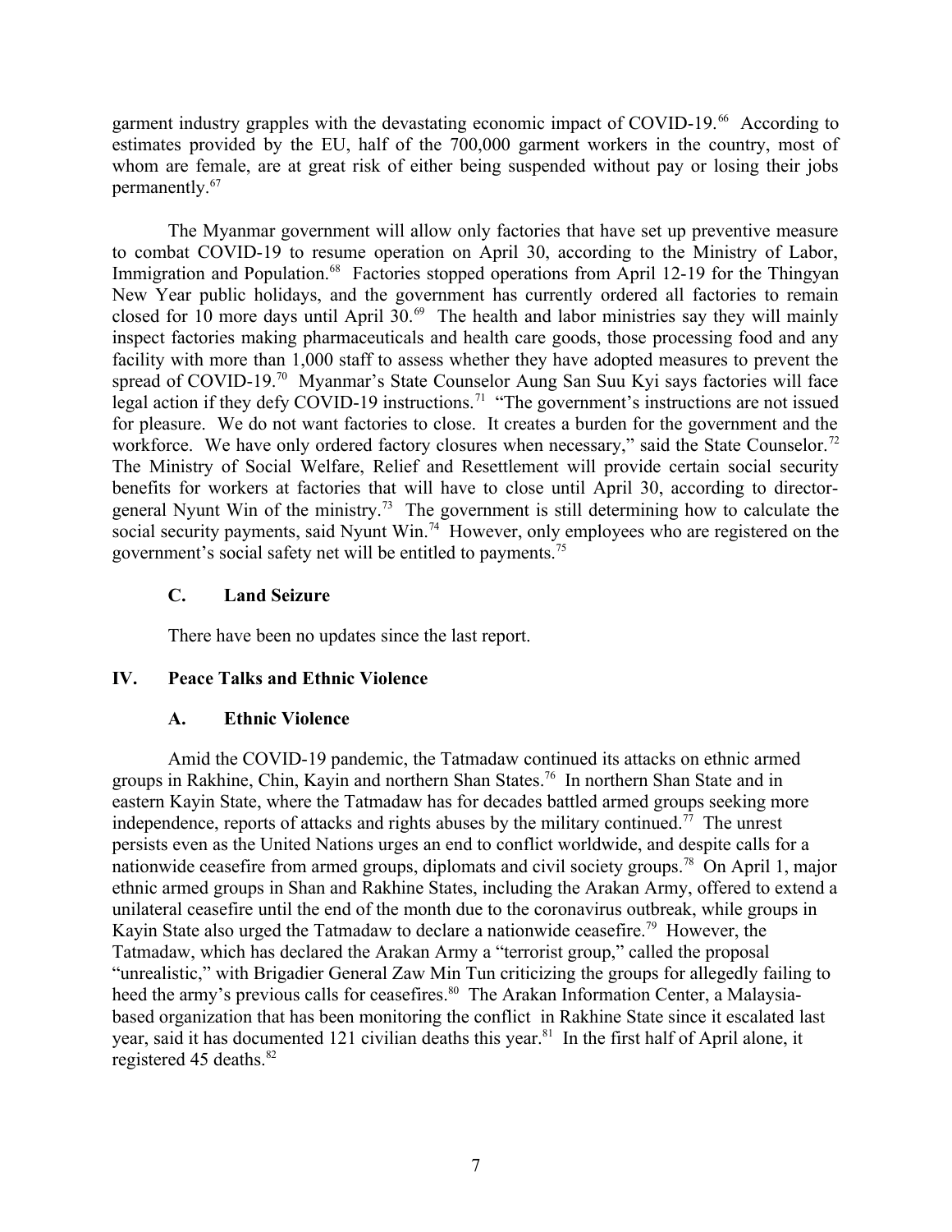garment industry grapples with the devastating economic impact of COVID-19.[66] According to estimates provided by the EU, half of the 700,000 garment workers in the country, most of whom are female, are at great risk of either being suspended without pay or losing their jobs permanently.[67]

The Myanmar government will allow only factories that have set up preventive measure to combat COVID-19 to resume operation on April 30, according to the Ministry of Labor, Immigration and Population.[68] Factories stopped operations from April 12-19 for the Thingyan New Year public holidays, and the government has currently ordered all factories to remain closed for 10 more days until April 30.[69] The health and labor ministries say they will mainly inspect factories making pharmaceuticals and health care goods, those processing food and any facility with more than 1,000 staff to assess whether they have adopted measures to prevent the spread of COVID-19.[70] Myanmar's State Counselor Aung San Suu Kyi says factories will face legal action if they defy COVID-19 instructions.[71] "The government's instructions are not issued for pleasure. We do not want factories to close. It creates a burden for the government and the workforce. We have only ordered factory closures when necessary," said the State Counselor.[72] The Ministry of Social Welfare, Relief and Resettlement will provide certain social security benefits for workers at factories that will have to close until April 30, according to director-general Nyunt Win of the ministry.[73] The government is still determining how to calculate the social security payments, said Nyunt Win.[74] However, only employees who are registered on the government's social safety net will be entitled to payments.[75]

### C. Land Seizure

There have been no updates since the last report.

## IV. Peace Talks and Ethnic Violence

### A. Ethnic Violence

Amid the COVID-19 pandemic, the Tatmadaw continued its attacks on ethnic armed groups in Rakhine, Chin, Kayin and northern Shan States.[76] In northern Shan State and in eastern Kayin State, where the Tatmadaw has for decades battled armed groups seeking more independence, reports of attacks and rights abuses by the military continued.[77] The unrest persists even as the United Nations urges an end to conflict worldwide, and despite calls for a nationwide ceasefire from armed groups, diplomats and civil society groups.[78] On April 1, major ethnic armed groups in Shan and Rakhine States, including the Arakan Army, offered to extend a unilateral ceasefire until the end of the month due to the coronavirus outbreak, while groups in Kayin State also urged the Tatmadaw to declare a nationwide ceasefire.[79] However, the Tatmadaw, which has declared the Arakan Army a "terrorist group," called the proposal "unrealistic," with Brigadier General Zaw Min Tun criticizing the groups for allegedly failing to heed the army's previous calls for ceasefires.[80] The Arakan Information Center, a Malaysia-based organization that has been monitoring the conflict in Rakhine State since it escalated last year, said it has documented 121 civilian deaths this year.[81] In the first half of April alone, it registered 45 deaths.[82]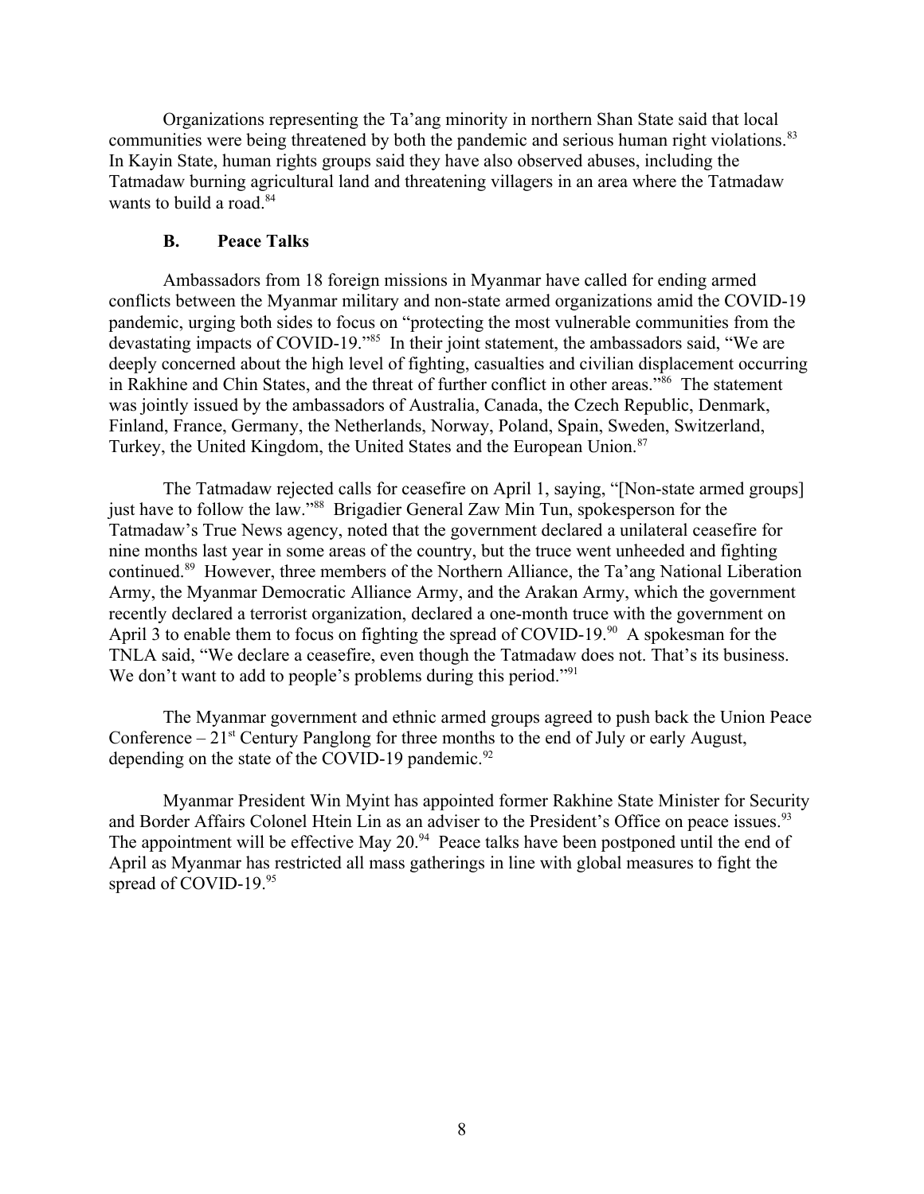Organizations representing the Ta'ang minority in northern Shan State said that local communities were being threatened by both the pandemic and serious human right violations.[83] In Kayin State, human rights groups said they have also observed abuses, including the Tatmadaw burning agricultural land and threatening villagers in an area where the Tatmadaw wants to build a road.[84]

### B. Peace Talks

Ambassadors from 18 foreign missions in Myanmar have called for ending armed conflicts between the Myanmar military and non-state armed organizations amid the COVID-19 pandemic, urging both sides to focus on "protecting the most vulnerable communities from the devastating impacts of COVID-19."[85] In their joint statement, the ambassadors said, "We are deeply concerned about the high level of fighting, casualties and civilian displacement occurring in Rakhine and Chin States, and the threat of further conflict in other areas."[86] The statement was jointly issued by the ambassadors of Australia, Canada, the Czech Republic, Denmark, Finland, France, Germany, the Netherlands, Norway, Poland, Spain, Sweden, Switzerland, Turkey, the United Kingdom, the United States and the European Union.[87]

The Tatmadaw rejected calls for ceasefire on April 1, saying, "[Non-state armed groups] just have to follow the law."[88] Brigadier General Zaw Min Tun, spokesperson for the Tatmadaw's True News agency, noted that the government declared a unilateral ceasefire for nine months last year in some areas of the country, but the truce went unheeded and fighting continued.[89] However, three members of the Northern Alliance, the Ta'ang National Liberation Army, the Myanmar Democratic Alliance Army, and the Arakan Army, which the government recently declared a terrorist organization, declared a one-month truce with the government on April 3 to enable them to focus on fighting the spread of COVID-19.[90] A spokesman for the TNLA said, "We declare a ceasefire, even though the Tatmadaw does not. That's its business. We don't want to add to people's problems during this period."[91]

The Myanmar government and ethnic armed groups agreed to push back the Union Peace Conference – 21st Century Panglong for three months to the end of July or early August, depending on the state of the COVID-19 pandemic.[92]

Myanmar President Win Myint has appointed former Rakhine State Minister for Security and Border Affairs Colonel Htein Lin as an adviser to the President's Office on peace issues.[93] The appointment will be effective May 20.[94] Peace talks have been postponed until the end of April as Myanmar has restricted all mass gatherings in line with global measures to fight the spread of COVID-19.[95]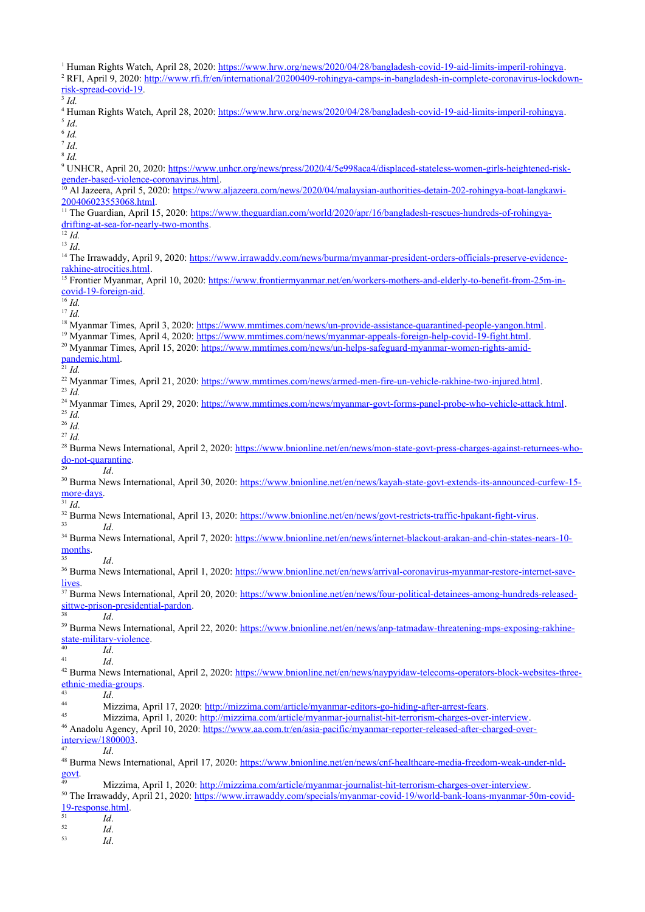[1] Human Rights Watch, April 28, 2020: https://www.hrw.org/news/2020/04/28/bangladesh-covid-19-aid-limits-imperil-rohingya.

[2] RFI, April 9, 2020: http://www.rfi.fr/en/international/20200409-rohingya-camps-in-bangladesh-in-complete-coronavirus-lockdown-risk-spread-covid-19.

[3] *Id.*

[4] Human Rights Watch, April 28, 2020: https://www.hrw.org/news/2020/04/28/bangladesh-covid-19-aid-limits-imperil-rohingya.

[5] *Id*.

[6] *Id.*

[7] *Id*.

[8] *Id.*

[9] UNHCR, April 20, 2020: https://www.unhcr.org/news/press/2020/4/5e998aca4/displaced-stateless-women-girls-heightened-risk-gender-based-violence-coronavirus.html.

[10] Al Jazeera, April 5, 2020: https://www.aljazeera.com/news/2020/04/malaysian-authorities-detain-202-rohingya-boat-langkawi-200406023553068.html.

[11] The Guardian, April 15, 2020: https://www.theguardian.com/world/2020/apr/16/bangladesh-rescues-hundreds-of-rohingya-drifting-at-sea-for-nearly-two-months.

[12] *Id.*

[13] *Id*.

[14] The Irrawaddy, April 9, 2020: https://www.irrawaddy.com/news/burma/myanmar-president-orders-officials-preserve-evidence-rakhine-atrocities.html.

[15] Frontier Myanmar, April 10, 2020: https://www.frontiermyanmar.net/en/workers-mothers-and-elderly-to-benefit-from-25m-in-covid-19-foreign-aid.

[16] *Id.*

[17] *Id.*

[18] Myanmar Times, April 3, 2020: https://www.mmtimes.com/news/un-provide-assistance-quarantined-people-yangon.html.

[19] Myanmar Times, April 4, 2020: https://www.mmtimes.com/news/myanmar-appeals-foreign-help-covid-19-fight.html.

[20] Myanmar Times, April 15, 2020: https://www.mmtimes.com/news/un-helps-safeguard-myanmar-women-rights-amid-pandemic.html.

[21] *Id.*

[22] Myanmar Times, April 21, 2020: https://www.mmtimes.com/news/armed-men-fire-un-vehicle-rakhine-two-injured.html.

[23] *Id.*

[24] Myanmar Times, April 29, 2020: https://www.mmtimes.com/news/myanmar-govt-forms-panel-probe-who-vehicle-attack.html.

[25] *Id.*

[26] *Id.*

[27] *Id.*

[28] Burma News International, April 2, 2020: https://www.bnionline.net/en/news/mon-state-govt-press-charges-against-returnees-who-do-not-quarantine.

[29] *Id*.

[30] Burma News International, April 30, 2020: https://www.bnionline.net/en/news/kayah-state-govt-extends-its-announced-curfew-15-more-days.

[31] *Id*.

[32] Burma News International, April 13, 2020: https://www.bnionline.net/en/news/govt-restricts-traffic-hpakant-fight-virus.

[33] *Id*.

[34] Burma News International, April 7, 2020: https://www.bnionline.net/en/news/internet-blackout-arakan-and-chin-states-nears-10-months.

[35] *Id*.

[36] Burma News International, April 1, 2020: https://www.bnionline.net/en/news/arrival-coronavirus-myanmar-restore-internet-save-lives.

[37] Burma News International, April 20, 2020: https://www.bnionline.net/en/news/four-political-detainees-among-hundreds-released-sittwe-prison-presidential-pardon.

[38] *Id*.

[39] Burma News International, April 22, 2020: https://www.bnionline.net/en/news/anp-tatmadaw-threatening-mps-exposing-rakhine-state-military-violence.

[40] *Id*.

[41] *Id*.

[42] Burma News International, April 2, 2020: https://www.bnionline.net/en/news/naypyidaw-telecoms-operators-block-websites-three-ethnic-media-groups.

[43] *Id*.

[44] Mizzima, April 17, 2020: http://mizzima.com/article/myanmar-editors-go-hiding-after-arrest-fears.

[45] Mizzima, April 1, 2020: http://mizzima.com/article/myanmar-journalist-hit-terrorism-charges-over-interview.

[46] Anadolu Agency, April 10, 2020: https://www.aa.com.tr/en/asia-pacific/myanmar-reporter-released-after-charged-over-interview/1800003.

[47] *Id*.

[48] Burma News International, April 17, 2020: https://www.bnionline.net/en/news/cnf-healthcare-media-freedom-weak-under-nld-govt.

[49] Mizzima, April 1, 2020: http://mizzima.com/article/myanmar-journalist-hit-terrorism-charges-over-interview.

[50] The Irrawaddy, April 21, 2020: https://www.irrawaddy.com/specials/myanmar-covid-19/world-bank-loans-myanmar-50m-covid-19-response.html.

[51] *Id*.

[52] *Id*.

[53] *Id*.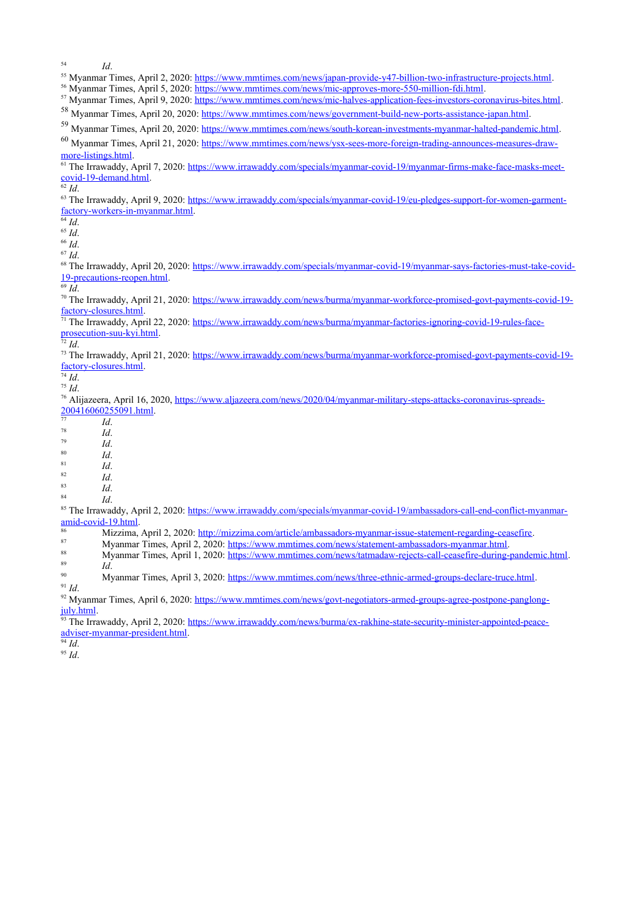[54] *Id*.

[55] Myanmar Times, April 2, 2020: https://www.mmtimes.com/news/japan-provide-y47-billion-two-infrastructure-projects.html.

[56] Myanmar Times, April 5, 2020: https://www.mmtimes.com/news/mic-approves-more-550-million-fdi.html.

[57] Myanmar Times, April 9, 2020: https://www.mmtimes.com/news/mic-halves-application-fees-investors-coronavirus-bites.html.

[58] Myanmar Times, April 20, 2020: https://www.mmtimes.com/news/government-build-new-ports-assistance-japan.html.

[59] Myanmar Times, April 20, 2020: https://www.mmtimes.com/news/south-korean-investments-myanmar-halted-pandemic.html.

[60] Myanmar Times, April 21, 2020: https://www.mmtimes.com/news/ysx-sees-more-foreign-trading-announces-measures-draw-more-listings.html.

[61] The Irrawaddy, April 7, 2020: https://www.irrawaddy.com/specials/myanmar-covid-19/myanmar-firms-make-face-masks-meet-covid-19-demand.html.

[62] *Id*.

[63] The Irrawaddy, April 9, 2020: https://www.irrawaddy.com/specials/myanmar-covid-19/eu-pledges-support-for-women-garment-factory-workers-in-myanmar.html.

[64] *Id*.

[65] *Id*.

[66] *Id*.

[67] *Id*.

[68] The Irrawaddy, April 20, 2020: https://www.irrawaddy.com/specials/myanmar-covid-19/myanmar-says-factories-must-take-covid-19-precautions-reopen.html.

[69] *Id*.

[70] The Irrawaddy, April 21, 2020: https://www.irrawaddy.com/news/burma/myanmar-workforce-promised-govt-payments-covid-19-factory-closures.html.

[71] The Irrawaddy, April 22, 2020: https://www.irrawaddy.com/news/burma/myanmar-factories-ignoring-covid-19-rules-face-prosecution-suu-kyi.html.

[72] *Id*.

[73] The Irrawaddy, April 21, 2020: https://www.irrawaddy.com/news/burma/myanmar-workforce-promised-govt-payments-covid-19-factory-closures.html.

[74] *Id*.

[75] *Id*.

[76] Alijazeera, April 16, 2020, https://www.aljazeera.com/news/2020/04/myanmar-military-steps-attacks-coronavirus-spreads-200416060255091.html.

[77] *Id*.

[78] *Id*.

[79] *Id*.

[80] *Id*.

[81] *Id*.

[82] *Id*.

[83] *Id*.

[84] *Id*.

[85] The Irrawaddy, April 2, 2020: https://www.irrawaddy.com/specials/myanmar-covid-19/ambassadors-call-end-conflict-myanmar-amid-covid-19.html.

[86] Mizzima, April 2, 2020: http://mizzima.com/article/ambassadors-myanmar-issue-statement-regarding-ceasefire.

[87] Myanmar Times, April 2, 2020: https://www.mmtimes.com/news/statement-ambassadors-myanmar.html.

[88] Myanmar Times, April 1, 2020: https://www.mmtimes.com/news/tatmadaw-rejects-call-ceasefire-during-pandemic.html.

[89] *Id*.

[90] Myanmar Times, April 3, 2020: https://www.mmtimes.com/news/three-ethnic-armed-groups-declare-truce.html.

[91] *Id*.

[92] Myanmar Times, April 6, 2020: https://www.mmtimes.com/news/govt-negotiators-armed-groups-agree-postpone-panglong-july.html.

[93] The Irrawaddy, April 2, 2020: https://www.irrawaddy.com/news/burma/ex-rakhine-state-security-minister-appointed-peace-adviser-myanmar-president.html.

[94] *Id*.

[95] *Id*.